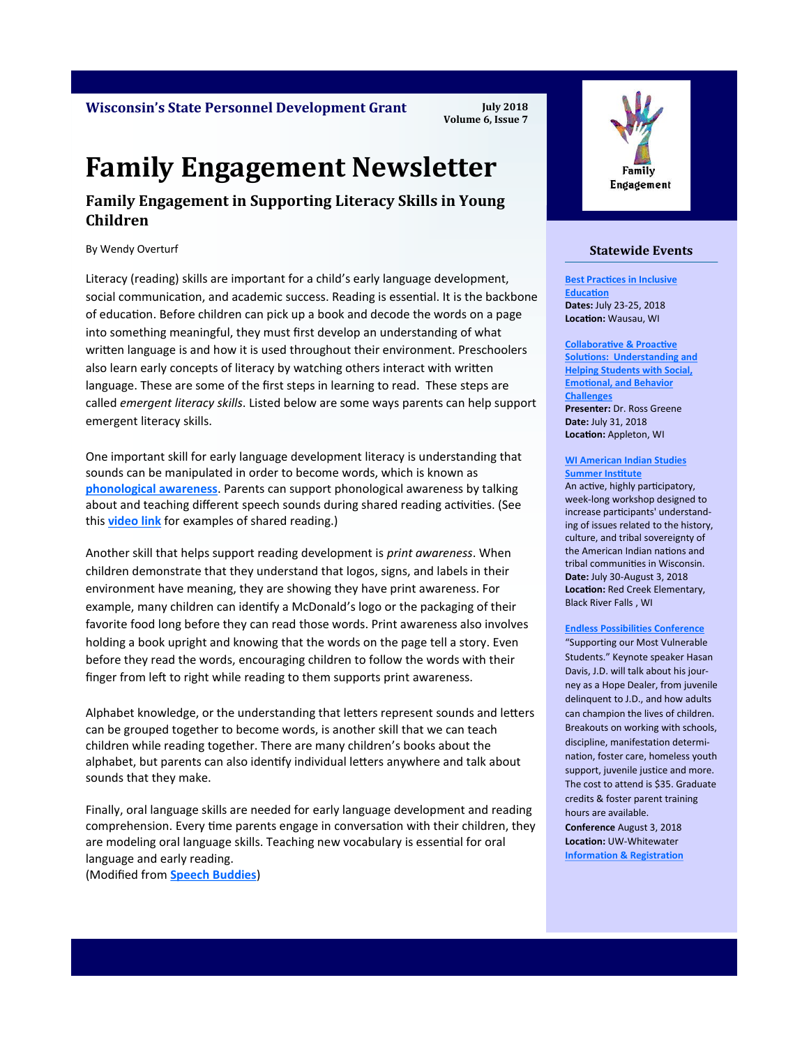**Wisconsin's State Personnel Development Grant**

**July 2018**
**Volume 6, Issue 7**

# Family Engagement Newsletter

## Family Engagement in Supporting Literacy Skills in Young Children

By Wendy Overturf

Literacy (reading) skills are important for a child's early language development, social communication, and academic success. Reading is essential. It is the backbone of education. Before children can pick up a book and decode the words on a page into something meaningful, they must first develop an understanding of what written language is and how it is used throughout their environment. Preschoolers also learn early concepts of literacy by watching others interact with written language. These are some of the first steps in learning to read. These steps are called *emergent literacy skills*. Listed below are some ways parents can help support emergent literacy skills.

One important skill for early language development literacy is understanding that sounds can be manipulated in order to become words, which is known as **phonological awareness**. Parents can support phonological awareness by talking about and teaching different speech sounds during shared reading activities. (See this **video link** for examples of shared reading.)

Another skill that helps support reading development is *print awareness*. When children demonstrate that they understand that logos, signs, and labels in their environment have meaning, they are showing they have print awareness. For example, many children can identify a McDonald's logo or the packaging of their favorite food long before they can read those words. Print awareness also involves holding a book upright and knowing that the words on the page tell a story. Even before they read the words, encouraging children to follow the words with their finger from left to right while reading to them supports print awareness.

Alphabet knowledge, or the understanding that letters represent sounds and letters can be grouped together to become words, is another skill that we can teach children while reading together. There are many children's books about the alphabet, but parents can also identify individual letters anywhere and talk about sounds that they make.

Finally, oral language skills are needed for early language development and reading comprehension. Every time parents engage in conversation with their children, they are modeling oral language skills. Teaching new vocabulary is essential for oral language and early reading.
(Modified from **Speech Buddies**)

Family Engagement

### Statewide Events

**Best Practices in Inclusive Education**
**Dates:** July 23-25, 2018
**Location:** Wausau, WI

**Collaborative & Proactive Solutions: Understanding and Helping Students with Social, Emotional, and Behavior Challenges**
**Presenter:** Dr. Ross Greene
**Date:** July 31, 2018
**Location:** Appleton, WI

**WI American Indian Studies Summer Institute**
An active, highly participatory, week-long workshop designed to increase participants' understanding of issues related to the history, culture, and tribal sovereignty of the American Indian nations and tribal communities in Wisconsin.
**Date:** July 30-August 3, 2018
**Location:** Red Creek Elementary, Black River Falls , WI

**Endless Possibilities Conference**
"Supporting our Most Vulnerable Students." Keynote speaker Hasan Davis, J.D. will talk about his journey as a Hope Dealer, from juvenile delinquent to J.D., and how adults can champion the lives of children. Breakouts on working with schools, discipline, manifestation determination, foster care, homeless youth support, juvenile justice and more. The cost to attend is $35. Graduate credits & foster parent training hours are available.
**Conference** August 3, 2018
**Location:** UW-Whitewater
**Information & Registration**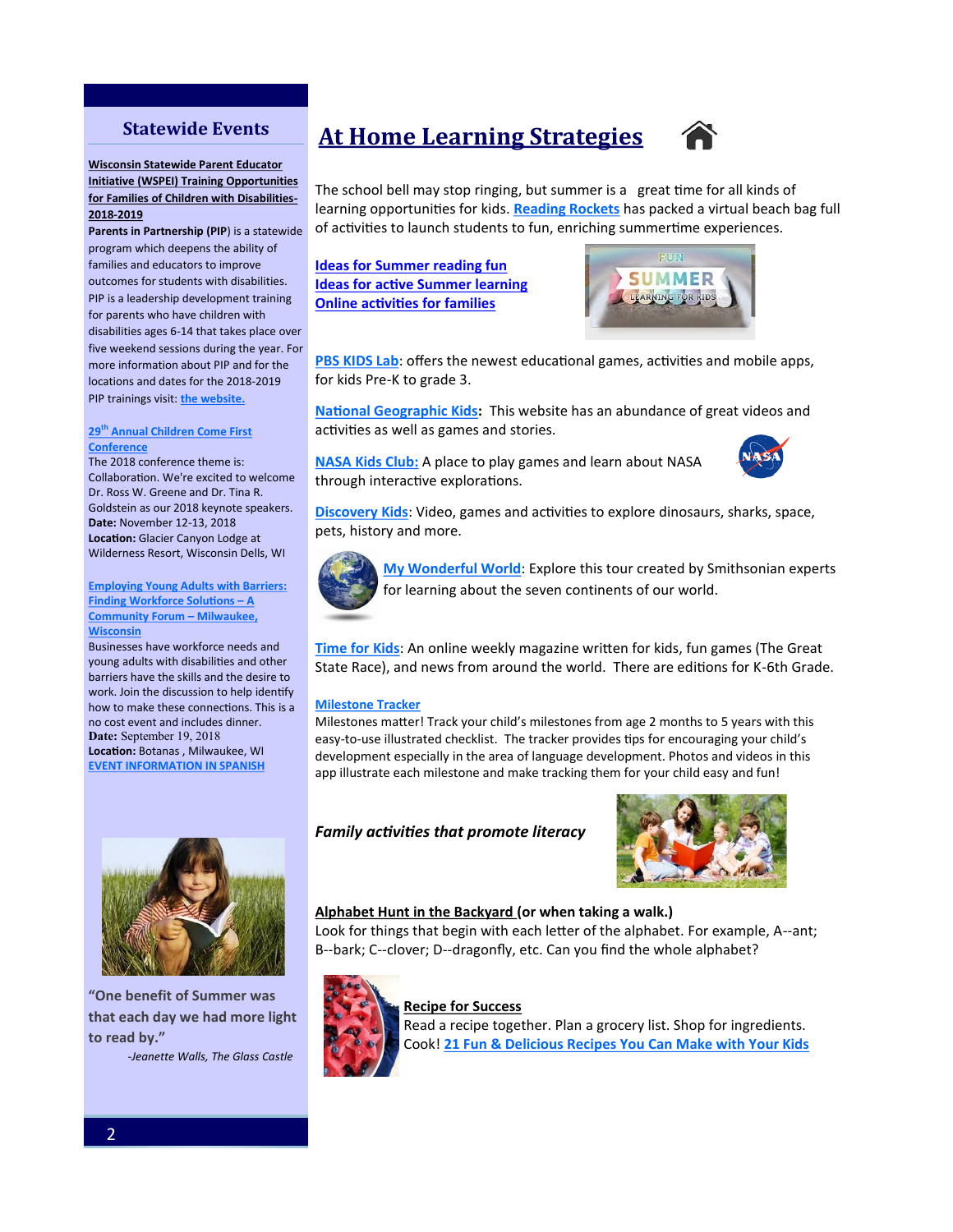## Statewide Events

**Wisconsin Statewide Parent Educator Initiative (WSPEI) Training Opportunities for Families of Children with Disabilities-2018-2019**

**Parents in Partnership (PIP**) is a statewide program which deepens the ability of families and educators to improve outcomes for students with disabilities. PIP is a leadership development training for parents who have children with disabilities ages 6-14 that takes place over five weekend sessions during the year. For more information about PIP and for the locations and dates for the 2018-2019 PIP trainings visit: the website.

**29th Annual Children Come First Conference**

The 2018 conference theme is: Collaboration. We're excited to welcome Dr. Ross W. Greene and Dr. Tina R. Goldstein as our 2018 keynote speakers.
**Date:** November 12-13, 2018
**Location:** Glacier Canyon Lodge at Wilderness Resort, Wisconsin Dells, WI

**Employing Young Adults with Barriers: Finding Workforce Solutions – A Community Forum – Milwaukee, Wisconsin**

Businesses have workforce needs and young adults with disabilities and other barriers have the skills and the desire to work. Join the discussion to help identify how to make these connections. This is a no cost event and includes dinner.
**Date:** September 19, 2018
**Location:** Botanas , Milwaukee, WI
EVENT INFORMATION IN SPANISH

**"One benefit of Summer was that each day we had more light to read by."**

*-Jeanette Walls, The Glass Castle*

# At Home Learning Strategies

The school bell may stop ringing, but summer is a great time for all kinds of learning opportunities for kids. Reading Rockets has packed a virtual beach bag full of activities to launch students to fun, enriching summertime experiences.

Ideas for Summer reading fun
Ideas for active Summer learning
Online activities for families

PBS KIDS Lab: offers the newest educational games, activities and mobile apps, for kids Pre-K to grade 3.

National Geographic Kids**:** This website has an abundance of great videos and activities as well as games and stories.

NASA Kids Club: A place to play games and learn about NASA through interactive explorations.

Discovery Kids: Video, games and activities to explore dinosaurs, sharks, space, pets, history and more.

My Wonderful World: Explore this tour created by Smithsonian experts for learning about the seven continents of our world.

Time for Kids: An online weekly magazine written for kids, fun games (The Great State Race), and news from around the world. There are editions for K-6th Grade.

Milestone Tracker
Milestones matter! Track your child's milestones from age 2 months to 5 years with this easy-to-use illustrated checklist. The tracker provides tips for encouraging your child's development especially in the area of language development. Photos and videos in this app illustrate each milestone and make tracking them for your child easy and fun!

***Family activities that promote literacy***

**Alphabet Hunt in the Backyard (or when taking a walk.)**
Look for things that begin with each letter of the alphabet. For example, A--ant; B--bark; C--clover; D--dragonfly, etc. Can you find the whole alphabet?

**Recipe for Success**
Read a recipe together. Plan a grocery list. Shop for ingredients. Cook! 21 Fun & Delicious Recipes You Can Make with Your Kids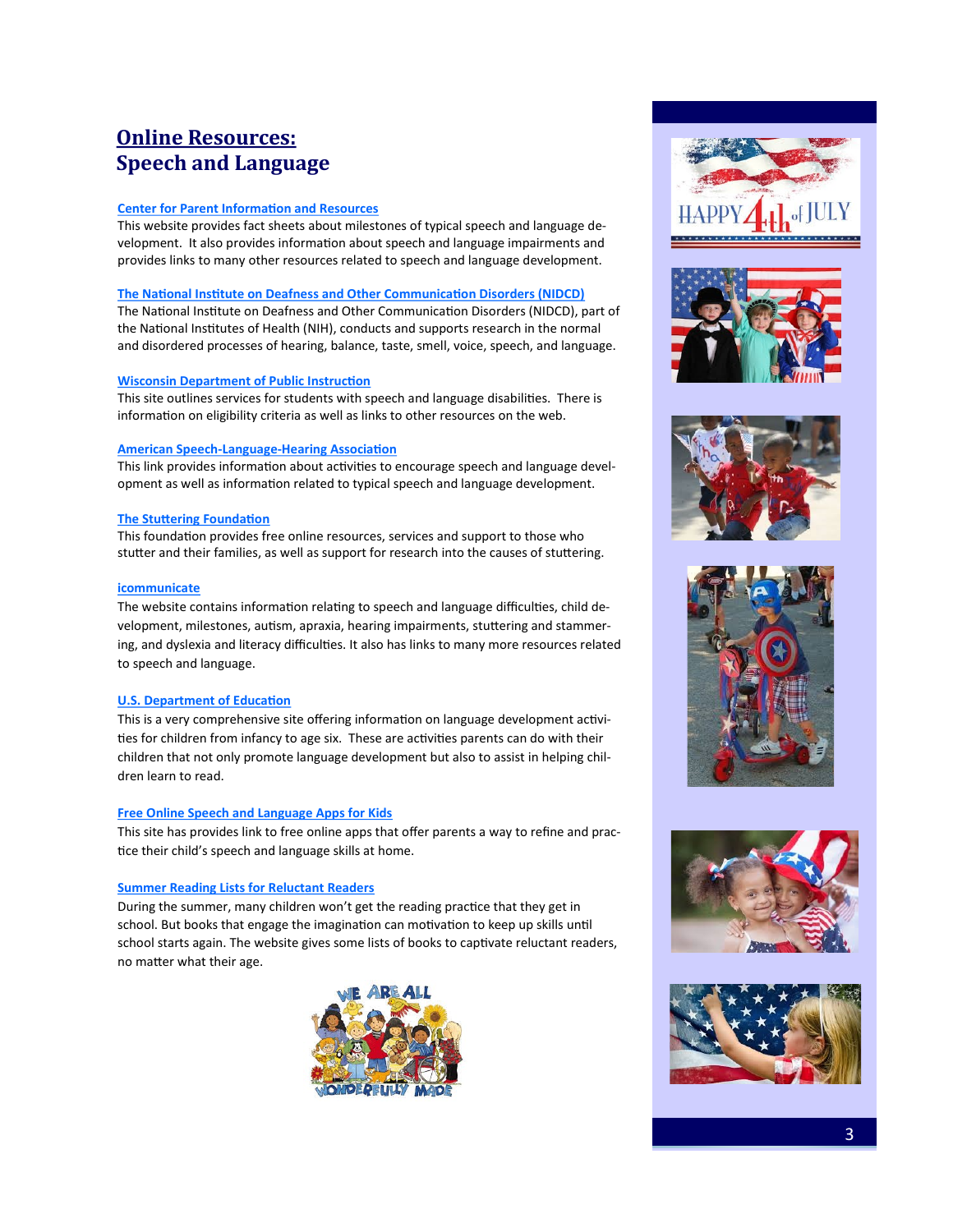# Online Resources:
## Speech and Language

**Center for Parent Information and Resources**

This website provides fact sheets about milestones of typical speech and language development. It also provides information about speech and language impairments and provides links to many other resources related to speech and language development.

**The National Institute on Deafness and Other Communication Disorders (NIDCD)**

The National Institute on Deafness and Other Communication Disorders (NIDCD), part of the National Institutes of Health (NIH), conducts and supports research in the normal and disordered processes of hearing, balance, taste, smell, voice, speech, and language.

**Wisconsin Department of Public Instruction**

This site outlines services for students with speech and language disabilities. There is information on eligibility criteria as well as links to other resources on the web.

**American Speech-Language-Hearing Association**

This link provides information about activities to encourage speech and language development as well as information related to typical speech and language development.

**The Stuttering Foundation**

This foundation provides free online resources, services and support to those who stutter and their families, as well as support for research into the causes of stuttering.

**icommunicate**

The website contains information relating to speech and language difficulties, child development, milestones, autism, apraxia, hearing impairments, stuttering and stammering, and dyslexia and literacy difficulties. It also has links to many more resources related to speech and language.

**U.S. Department of Education**

This is a very comprehensive site offering information on language development activities for children from infancy to age six. These are activities parents can do with their children that not only promote language development but also to assist in helping children learn to read.

**Free Online Speech and Language Apps for Kids**

This site has provides link to free online apps that offer parents a way to refine and practice their child's speech and language skills at home.

**Summer Reading Lists for Reluctant Readers**

During the summer, many children won't get the reading practice that they get in school. But books that engage the imagination can motivation to keep up skills until school starts again. The website gives some lists of books to captivate reluctant readers, no matter what their age.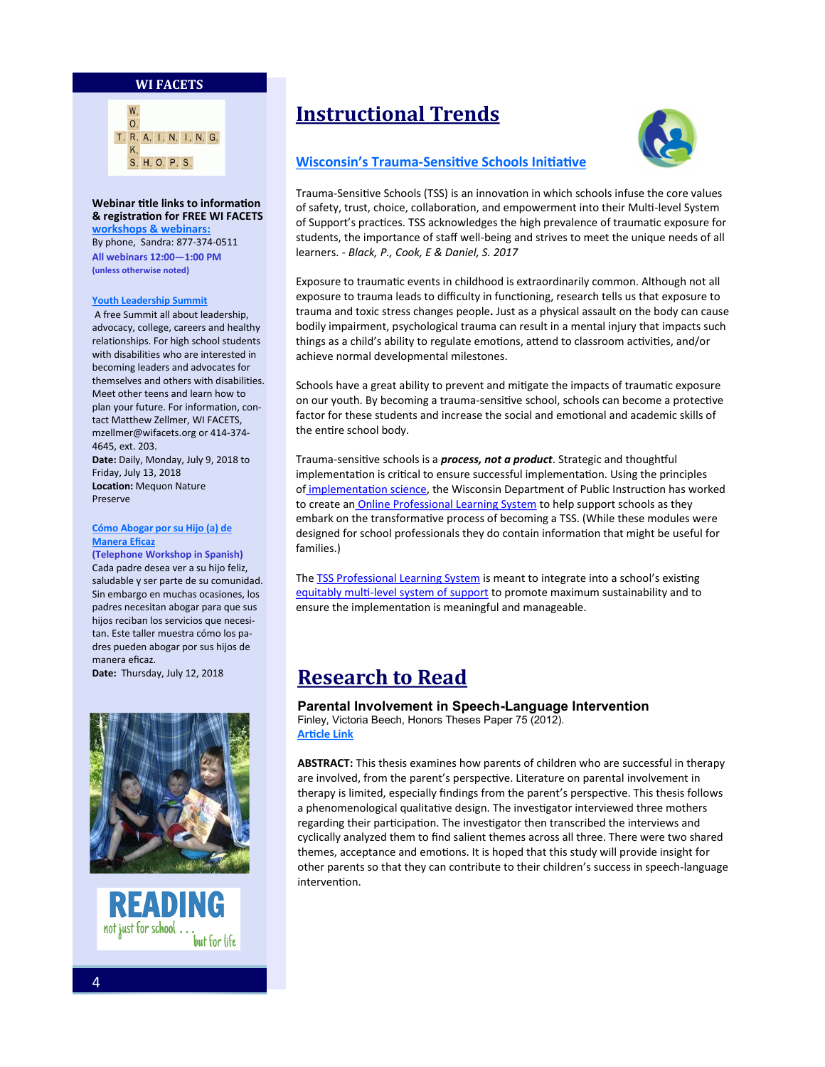## WI FACETS

**Webinar title links to information & registration for FREE WI FACETS workshops & webinars:**
By phone, Sandra: 877-374-0511
**All webinars 12:00—1:00 PM**
**(unless otherwise noted)**

**Youth Leadership Summit**
A free Summit all about leadership, advocacy, college, careers and healthy relationships. For high school students with disabilities who are interested in becoming leaders and advocates for themselves and others with disabilities. Meet other teens and learn how to plan your future. For information, contact Matthew Zellmer, WI FACETS, mzellmer@wifacets.org or 414-374-4645, ext. 203.
**Date:** Daily, Monday, July 9, 2018 to Friday, July 13, 2018
**Location:** Mequon Nature Preserve

**Cómo Abogar por su Hijo (a) de Manera Eficaz**
**(Telephone Workshop in Spanish)**
Cada padre desea ver a su hijo feliz, saludable y ser parte de su comunidad. Sin embargo en muchas ocasiones, los padres necesitan abogar para que sus hijos reciban los servicios que necesitan. Este taller muestra cómo los padres pueden abogar por sus hijos de manera eficaz.
**Date:** Thursday, July 12, 2018

READING not just for school . . . but for life

# Instructional Trends

## Wisconsin's Trauma-Sensitive Schools Initiative

Trauma-Sensitive Schools (TSS) is an innovation in which schools infuse the core values of safety, trust, choice, collaboration, and empowerment into their Multi-level System of Support's practices. TSS acknowledges the high prevalence of traumatic exposure for students, the importance of staff well-being and strives to meet the unique needs of all learners. - *Black, P., Cook, E & Daniel, S. 2017*

Exposure to traumatic events in childhood is extraordinarily common. Although not all exposure to trauma leads to difficulty in functioning, research tells us that exposure to trauma and toxic stress changes people**.** Just as a physical assault on the body can cause bodily impairment, psychological trauma can result in a mental injury that impacts such things as a child's ability to regulate emotions, attend to classroom activities, and/or achieve normal developmental milestones.

Schools have a great ability to prevent and mitigate the impacts of traumatic exposure on our youth. By becoming a trauma-sensitive school, schools can become a protective factor for these students and increase the social and emotional and academic skills of the entire school body.

Trauma-sensitive schools is a ***process, not a product***. Strategic and thoughtful implementation is critical to ensure successful implementation. Using the principles of implementation science, the Wisconsin Department of Public Instruction has worked to create an Online Professional Learning System to help support schools as they embark on the transformative process of becoming a TSS. (While these modules were designed for school professionals they do contain information that might be useful for families.)

The TSS Professional Learning System is meant to integrate into a school's existing equitably multi-level system of support to promote maximum sustainability and to ensure the implementation is meaningful and manageable.

# Research to Read

### Parental Involvement in Speech-Language Intervention

Finley, Victoria Beech, Honors Theses Paper 75 (2012).
Article Link

**ABSTRACT:** This thesis examines how parents of children who are successful in therapy are involved, from the parent's perspective. Literature on parental involvement in therapy is limited, especially findings from the parent's perspective. This thesis follows a phenomenological qualitative design. The investigator interviewed three mothers regarding their participation. The investigator then transcribed the interviews and cyclically analyzed them to find salient themes across all three. There were two shared themes, acceptance and emotions. It is hoped that this study will provide insight for other parents so that they can contribute to their children's success in speech-language intervention.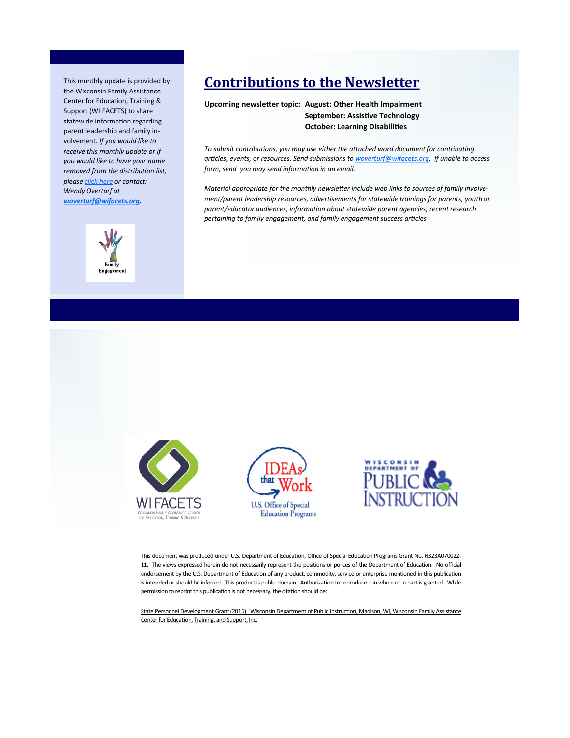This monthly update is provided by the Wisconsin Family Assistance Center for Education, Training & Support (WI FACETS) to share statewide information regarding parent leadership and family involvement. *If you would like to receive this monthly update or if you would like to have your name removed from the distribution list, please [click here](#) or contact: Wendy Overturf at* ***[woverturf@wifacets.org](mailto:woverturf@wifacets.org).***

Family Engagement

# Contributions to the Newsletter

**Upcoming newsletter topic: August: Other Health Impairment**
**September: Assistive Technology**
**October: Learning Disabilities**

*To submit contributions, you may use either the attached word document for contributing articles, events, or resources. Send submissions to [woverturf@wifacets.org](mailto:woverturf@wifacets.org). If unable to access form, send you may send information in an email.*

*Material appropriate for the monthly newsletter include web links to sources of family involvement/parent leadership resources, advertisements for statewide trainings for parents, youth or parent/educator audiences, information about statewide parent agencies, recent research pertaining to family engagement, and family engagement success articles.*

WI FACETS
Wisconsin Family Assistance Center for Education, Training & Support

IDEAs that Work
U.S. Office of Special Education Programs

Wisconsin Department of Public Instruction

This document was produced under U.S. Department of Education, Office of Special Education Programs Grant No. H323A070022-11. The views expressed herein do not necessarily represent the positions or polices of the Department of Education. No official endorsement by the U.S. Department of Education of any product, commodity, service or enterprise mentioned in this publication is intended or should be inferred. This product is public domain. Authorization to reproduce it in whole or in part is granted. While permission to reprint this publication is not necessary, the citation should be:

State Personnel Development Grant (2015). Wisconsin Department of Public Instruction, Madison, WI, Wisconsin Family Assistance Center for Education, Training, and Support, Inc.